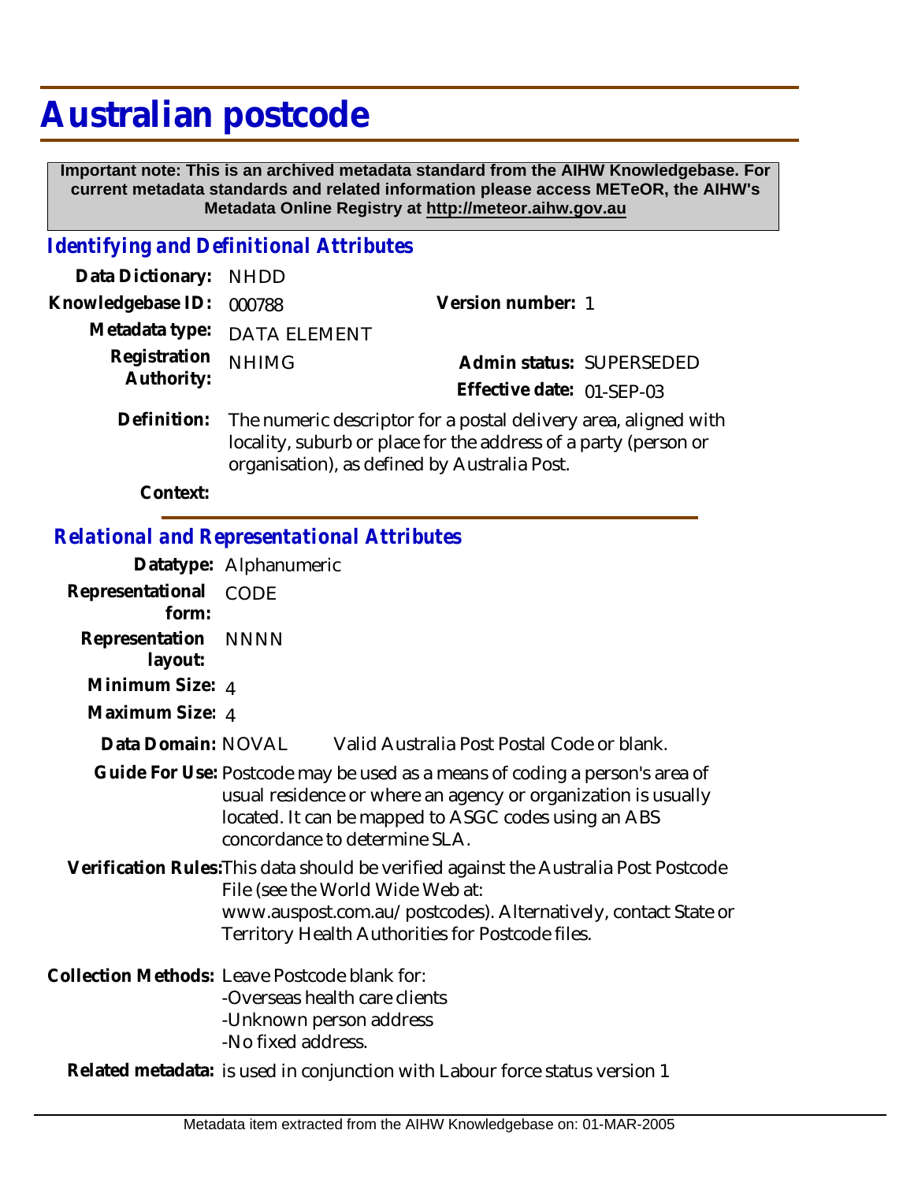# Australian postcode

**Important note: This is an archived metadata standard from the AIHW Knowledgebase. For current metadata standards and related information please access METeOR, the AIHW's Metadata Online Registry at http://meteor.aihw.gov.au**

## *Identifying and Definitional Attributes*

**Data Dictionary:** NHDD

**Knowledgebase ID:** 000788

**Version number:** 1

**Metadata type:** DATA ELEMENT

**Registration Authority:** NHIMG

**Admin status:** SUPERSEDED

**Effective date:** 01-SEP-03

**Definition:** The numeric descriptor for a postal delivery area, aligned with locality, suburb or place for the address of a party (person or organisation), as defined by Australia Post.

**Context:**

## *Relational and Representational Attributes*

**Datatype:** Alphanumeric

**Representational form:** CODE

**Representation layout:** NNNN

**Minimum Size:** 4

**Maximum Size:** 4

**Data Domain:** NOVAL Valid Australia Post Postal Code or blank.

**Guide For Use:** Postcode may be used as a means of coding a person's area of usual residence or where an agency or organization is usually located. It can be mapped to ASGC codes using an ABS concordance to determine SLA.

**Verification Rules:** This data should be verified against the Australia Post Postcode File (see the World Wide Web at: www.auspost.com.au/postcodes). Alternatively, contact State or Territory Health Authorities for Postcode files.

**Collection Methods:** Leave Postcode blank for:
- Overseas health care clients
- Unknown person address
- No fixed address.

**Related metadata:** is used in conjunction with Labour force status version 1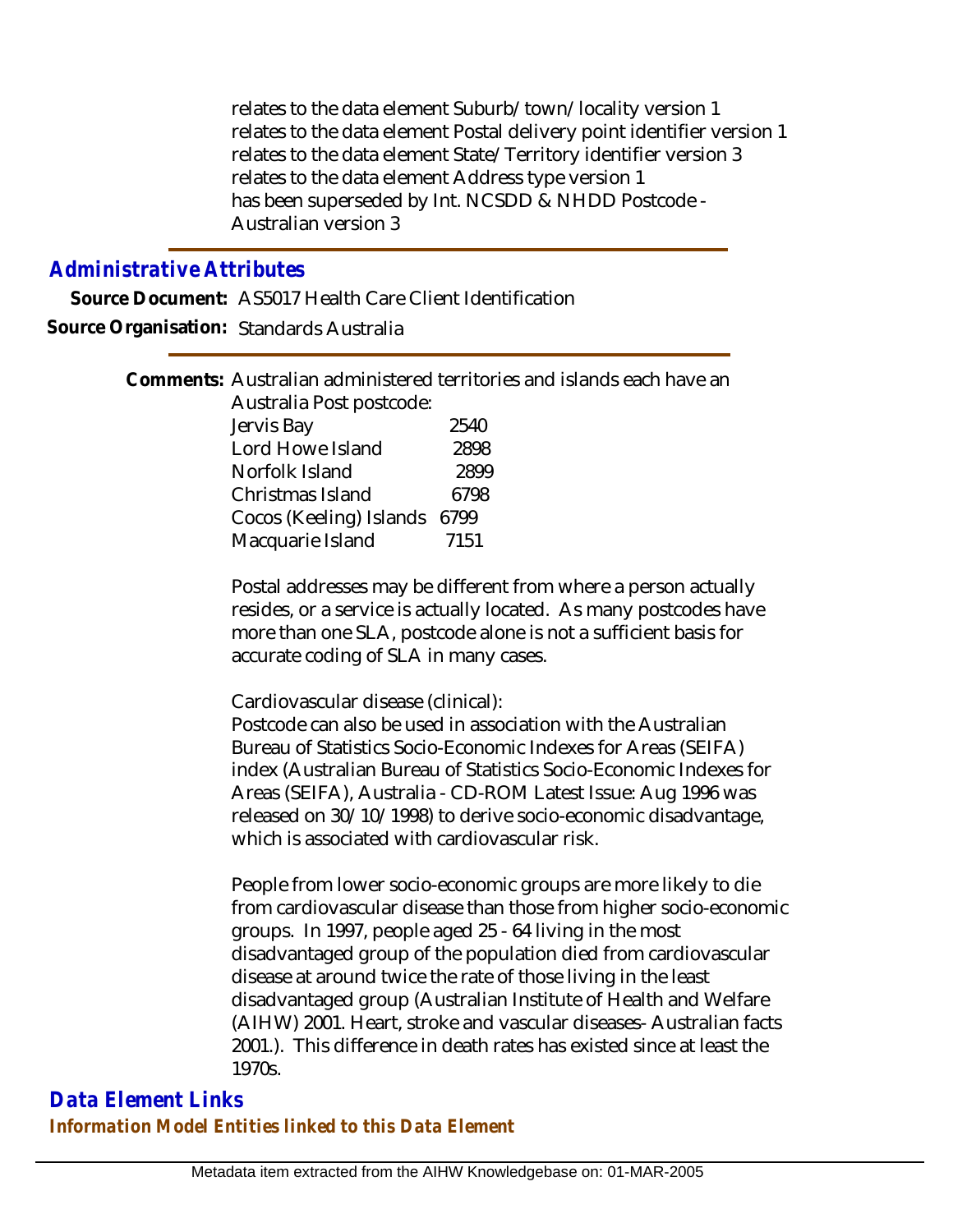relates to the data element Suburb/town/locality version 1
relates to the data element Postal delivery point identifier version 1
relates to the data element State/Territory identifier version 3
relates to the data element Address type version 1
has been superseded by Int. NCSDD & NHDD Postcode - Australian version 3

## Administrative Attributes

**Source Document:** AS5017 Health Care Client Identification

**Source Organisation:** Standards Australia

**Comments:** Australian administered territories and islands each have an Australia Post postcode:

| | |
|---|---|
| Jervis Bay | 2540 |
| Lord Howe Island | 2898 |
| Norfolk Island | 2899 |
| Christmas Island | 6798 |
| Cocos (Keeling) Islands | 6799 |
| Macquarie Island | 7151 |

Postal addresses may be different from where a person actually resides, or a service is actually located. As many postcodes have more than one SLA, postcode alone is not a sufficient basis for accurate coding of SLA in many cases.

Cardiovascular disease (clinical):
Postcode can also be used in association with the Australian Bureau of Statistics Socio-Economic Indexes for Areas (SEIFA) index (Australian Bureau of Statistics Socio-Economic Indexes for Areas (SEIFA), Australia - CD-ROM Latest Issue: Aug 1996 was released on 30/10/1998) to derive socio-economic disadvantage, which is associated with cardiovascular risk.

People from lower socio-economic groups are more likely to die from cardiovascular disease than those from higher socio-economic groups. In 1997, people aged 25 - 64 living in the most disadvantaged group of the population died from cardiovascular disease at around twice the rate of those living in the least disadvantaged group (Australian Institute of Health and Welfare (AIHW) 2001. Heart, stroke and vascular diseases- Australian facts 2001.). This difference in death rates has existed since at least the 1970s.

## Data Element Links

### Information Model Entities linked to this Data Element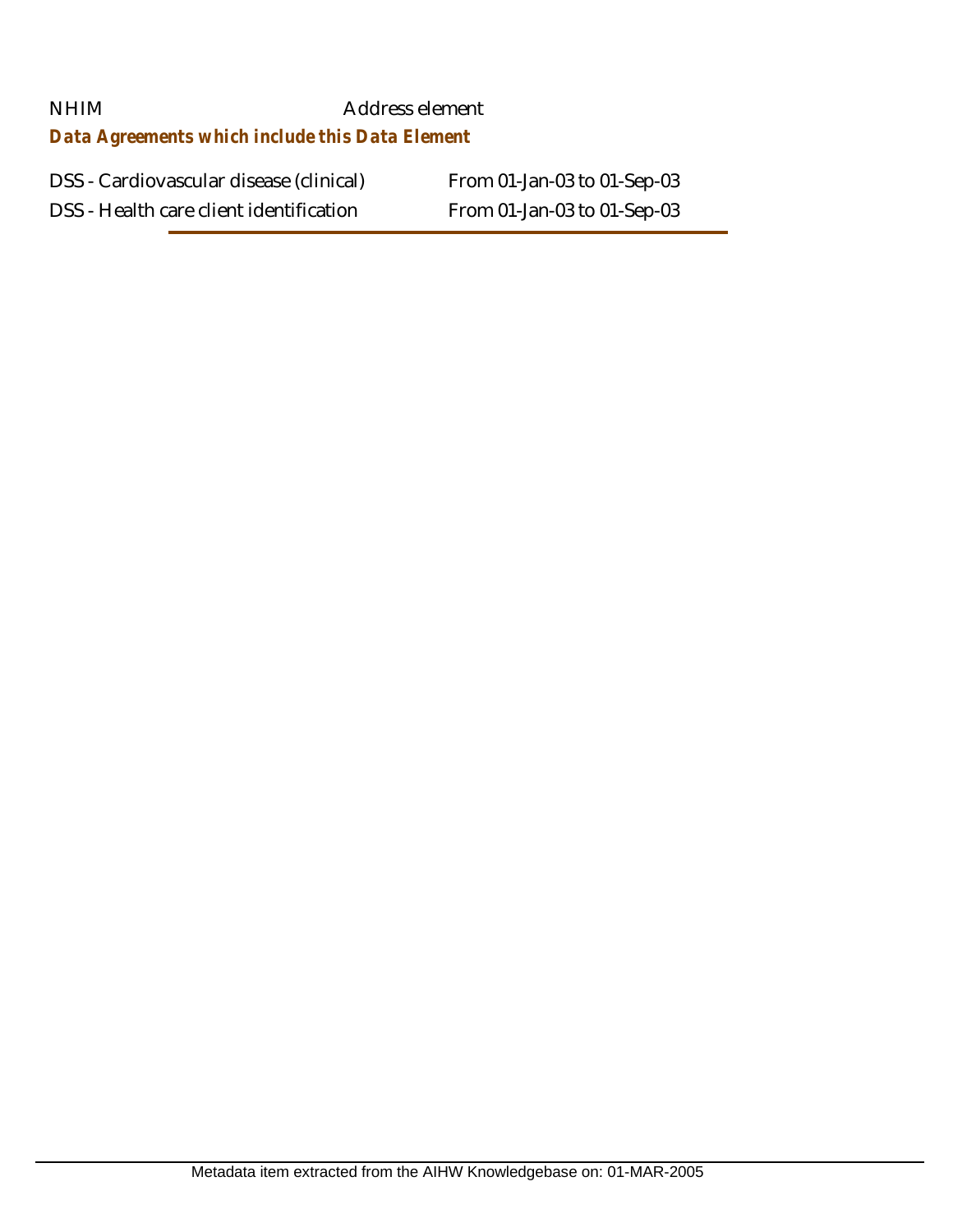| | |
|---|---|
| NHIM | Address element |

***Data Agreements which include this Data Element***

| | |
|---|---|
| DSS - Cardiovascular disease (clinical) | From 01-Jan-03 to 01-Sep-03 |
| DSS - Health care client identification | From 01-Jan-03 to 01-Sep-03 |

Metadata item extracted from the AIHW Knowledgebase on: 01-MAR-2005